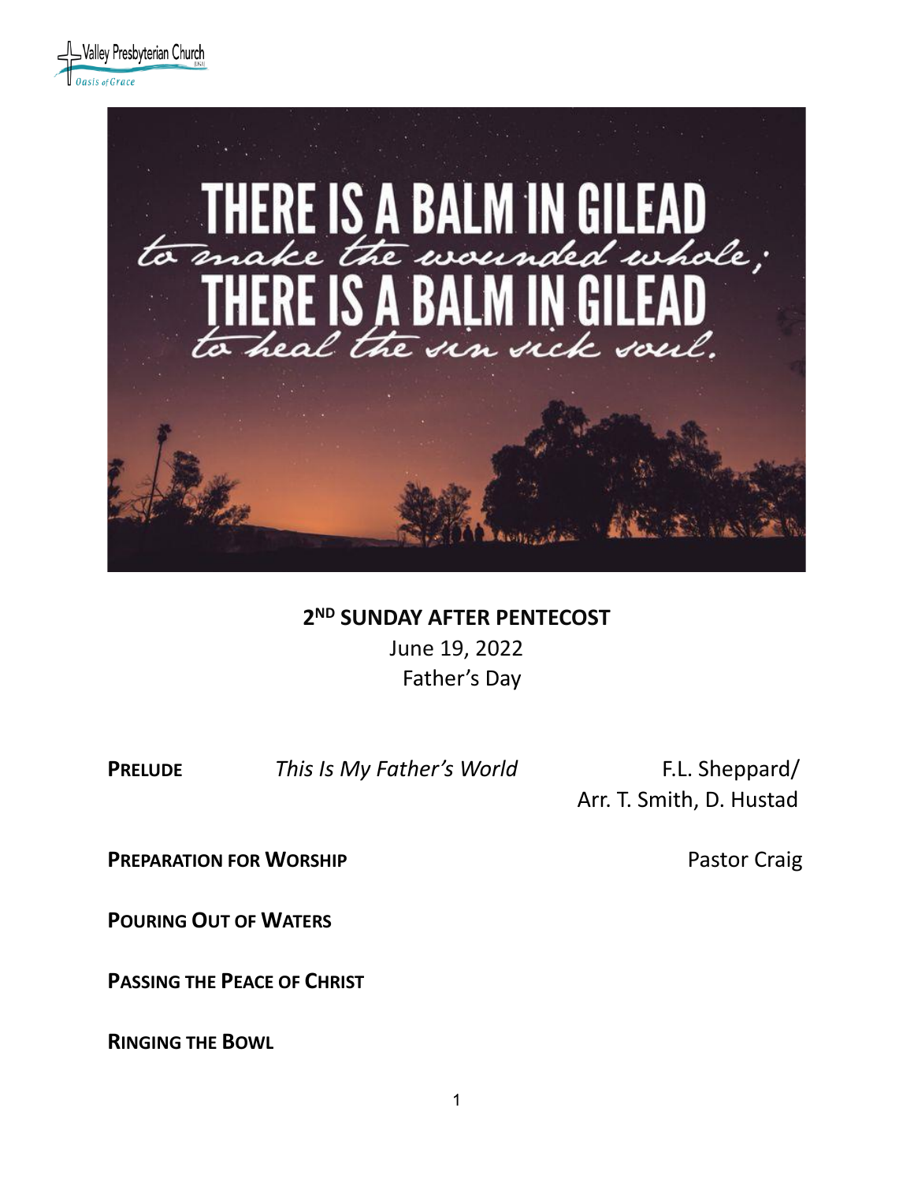Valley Presbyterian Church

Oasis of Grace

THERE IS A BALM IN GILEAD
to make the wounded whole;
THERE IS A BALM IN GILEAD
to heal the sin sick soul.

**2ND SUNDAY AFTER PENTECOST**

June 19, 2022

Father's Day

**PRELUDE** *This Is My Father's World* F.L. Sheppard/ Arr. T. Smith, D. Hustad

**PREPARATION FOR WORSHIP** Pastor Craig

**POURING OUT OF WATERS**

**PASSING THE PEACE OF CHRIST**

**RINGING THE BOWL**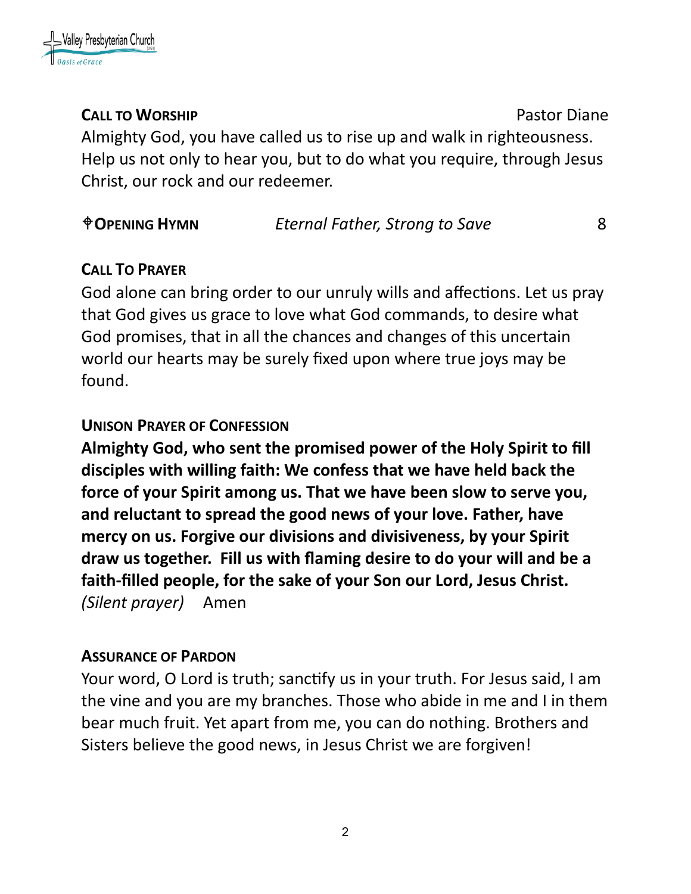**CALL TO WORSHIP** Pastor Diane

Almighty God, you have called us to rise up and walk in righteousness. Help us not only to hear you, but to do what you require, through Jesus Christ, our rock and our redeemer.

**✟OPENING HYMN** *Eternal Father, Strong to Save* 8

**CALL TO PRAYER**

God alone can bring order to our unruly wills and affections. Let us pray that God gives us grace to love what God commands, to desire what God promises, that in all the chances and changes of this uncertain world our hearts may be surely fixed upon where true joys may be found.

**UNISON PRAYER OF CONFESSION**

**Almighty God, who sent the promised power of the Holy Spirit to fill disciples with willing faith: We confess that we have held back the force of your Spirit among us. That we have been slow to serve you, and reluctant to spread the good news of your love. Father, have mercy on us. Forgive our divisions and divisiveness, by your Spirit draw us together. Fill us with flaming desire to do your will and be a faith-filled people, for the sake of your Son our Lord, Jesus Christ.**
*(Silent prayer)* Amen

**ASSURANCE OF PARDON**

Your word, O Lord is truth; sanctify us in your truth. For Jesus said, I am the vine and you are my branches. Those who abide in me and I in them bear much fruit. Yet apart from me, you can do nothing. Brothers and Sisters believe the good news, in Jesus Christ we are forgiven!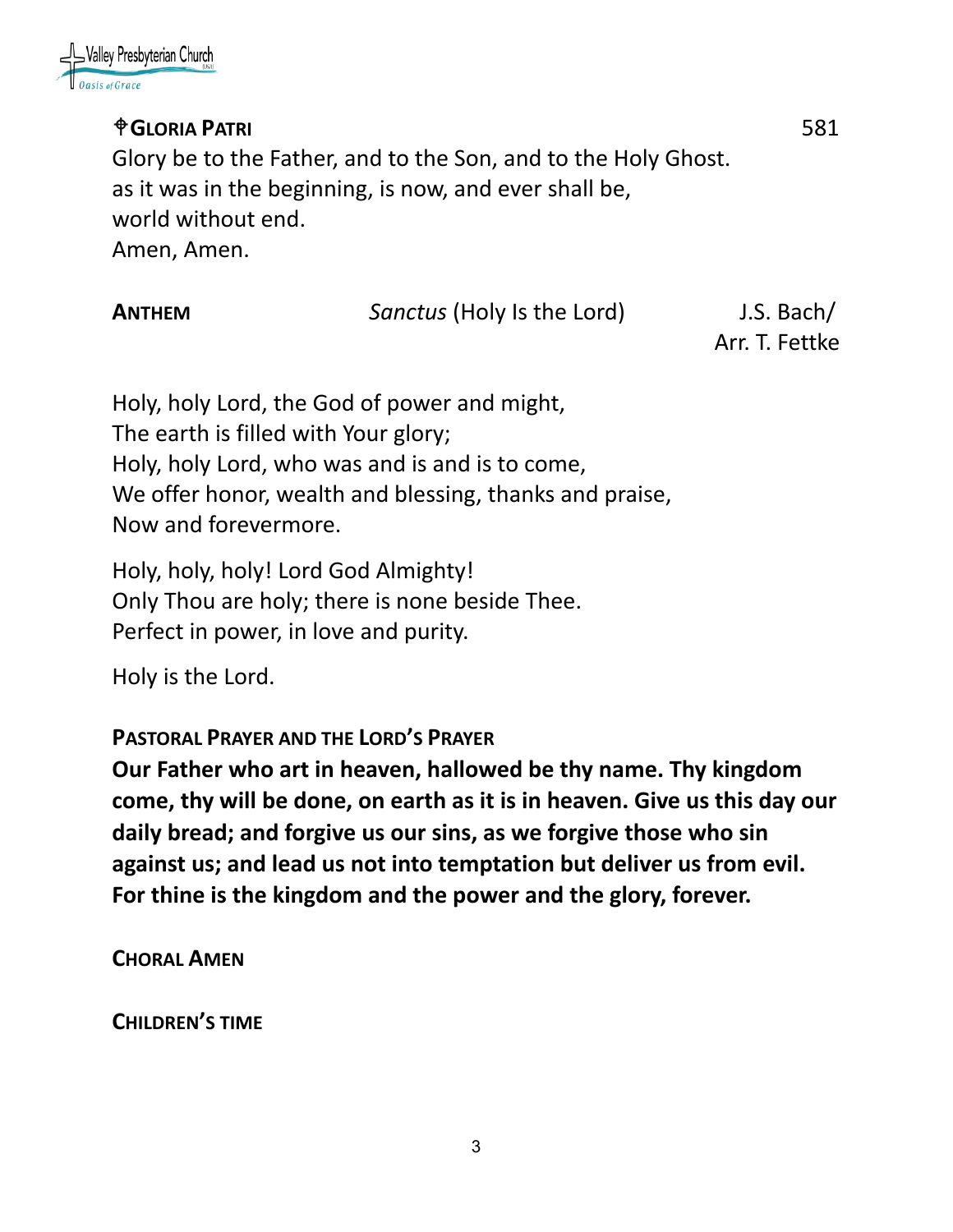**✟GLORIA PATRI** 581

Glory be to the Father, and to the Son, and to the Holy Ghost.
as it was in the beginning, is now, and ever shall be,
world without end.
Amen, Amen.

**ANTHEM** *Sanctus* (Holy Is the Lord) J.S. Bach/ Arr. T. Fettke

Holy, holy Lord, the God of power and might,
The earth is filled with Your glory;
Holy, holy Lord, who was and is and is to come,
We offer honor, wealth and blessing, thanks and praise,
Now and forevermore.

Holy, holy, holy! Lord God Almighty!
Only Thou are holy; there is none beside Thee.
Perfect in power, in love and purity.

Holy is the Lord.

**PASTORAL PRAYER AND THE LORD'S PRAYER**

**Our Father who art in heaven, hallowed be thy name. Thy kingdom come, thy will be done, on earth as it is in heaven. Give us this day our daily bread; and forgive us our sins, as we forgive those who sin against us; and lead us not into temptation but deliver us from evil. For thine is the kingdom and the power and the glory, forever.**

**CHORAL AMEN**

**CHILDREN'S TIME**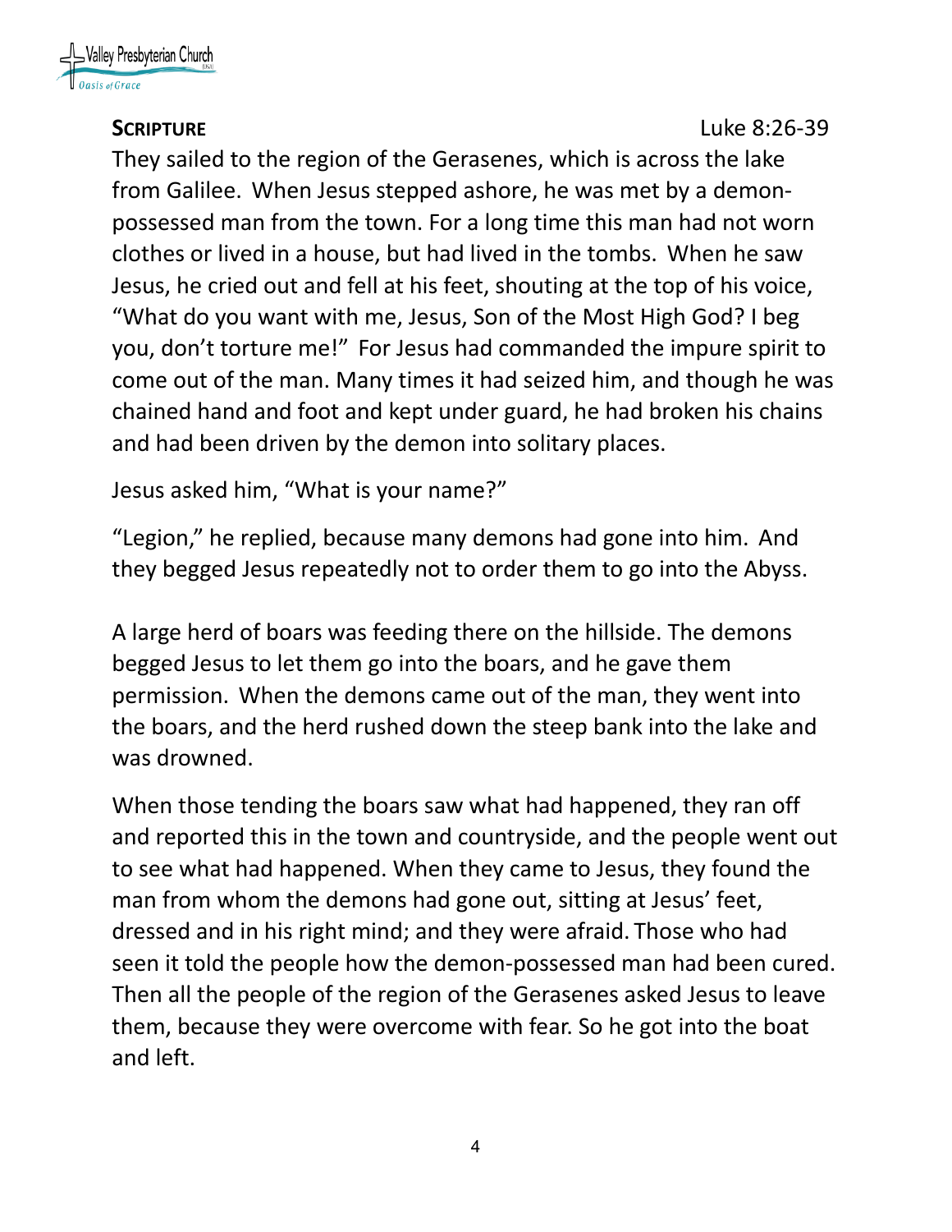**SCRIPTURE** Luke 8:26-39

They sailed to the region of the Gerasenes, which is across the lake from Galilee. When Jesus stepped ashore, he was met by a demon-possessed man from the town. For a long time this man had not worn clothes or lived in a house, but had lived in the tombs. When he saw Jesus, he cried out and fell at his feet, shouting at the top of his voice, "What do you want with me, Jesus, Son of the Most High God? I beg you, don't torture me!" For Jesus had commanded the impure spirit to come out of the man. Many times it had seized him, and though he was chained hand and foot and kept under guard, he had broken his chains and had been driven by the demon into solitary places.

Jesus asked him, "What is your name?"

"Legion," he replied, because many demons had gone into him. And they begged Jesus repeatedly not to order them to go into the Abyss.

A large herd of boars was feeding there on the hillside. The demons begged Jesus to let them go into the boars, and he gave them permission. When the demons came out of the man, they went into the boars, and the herd rushed down the steep bank into the lake and was drowned.

When those tending the boars saw what had happened, they ran off and reported this in the town and countryside, and the people went out to see what had happened. When they came to Jesus, they found the man from whom the demons had gone out, sitting at Jesus' feet, dressed and in his right mind; and they were afraid. Those who had seen it told the people how the demon-possessed man had been cured. Then all the people of the region of the Gerasenes asked Jesus to leave them, because they were overcome with fear. So he got into the boat and left.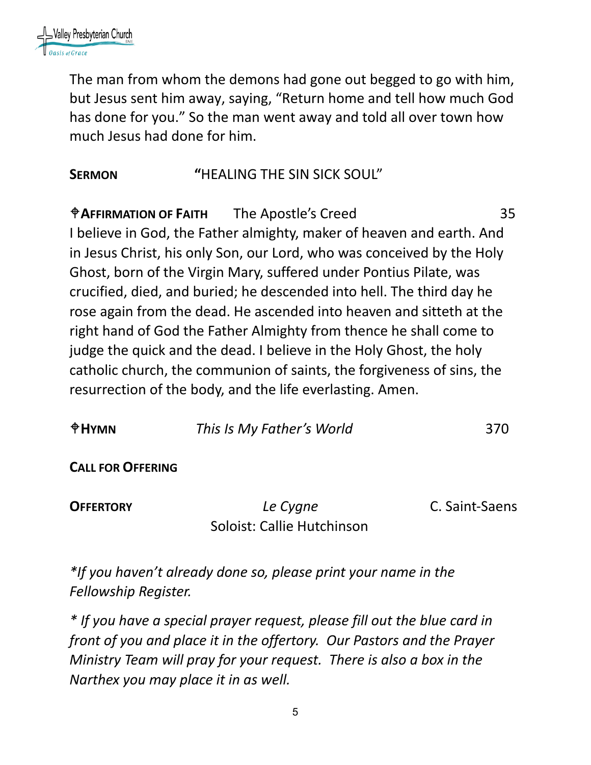The man from whom the demons had gone out begged to go with him, but Jesus sent him away, saying, "Return home and tell how much God has done for you." So the man went away and told all over town how much Jesus had done for him.

**SERMON** **"**HEALING THE SIN SICK SOUL"

✟**AFFIRMATION OF FAITH** The Apostle's Creed 35

I believe in God, the Father almighty, maker of heaven and earth. And in Jesus Christ, his only Son, our Lord, who was conceived by the Holy Ghost, born of the Virgin Mary, suffered under Pontius Pilate, was crucified, died, and buried; he descended into hell. The third day he rose again from the dead. He ascended into heaven and sitteth at the right hand of God the Father Almighty from thence he shall come to judge the quick and the dead. I believe in the Holy Ghost, the holy catholic church, the communion of saints, the forgiveness of sins, the resurrection of the body, and the life everlasting. Amen.

✟**HYMN** *This Is My Father's World* 370

**CALL FOR OFFERING**

**OFFERTORY** *Le Cygne* C. Saint-Saens
Soloist: Callie Hutchinson

**If you haven't already done so, please print your name in the Fellowship Register.*

** If you have a special prayer request, please fill out the blue card in front of you and place it in the offertory. Our Pastors and the Prayer Ministry Team will pray for your request. There is also a box in the Narthex you may place it in as well.*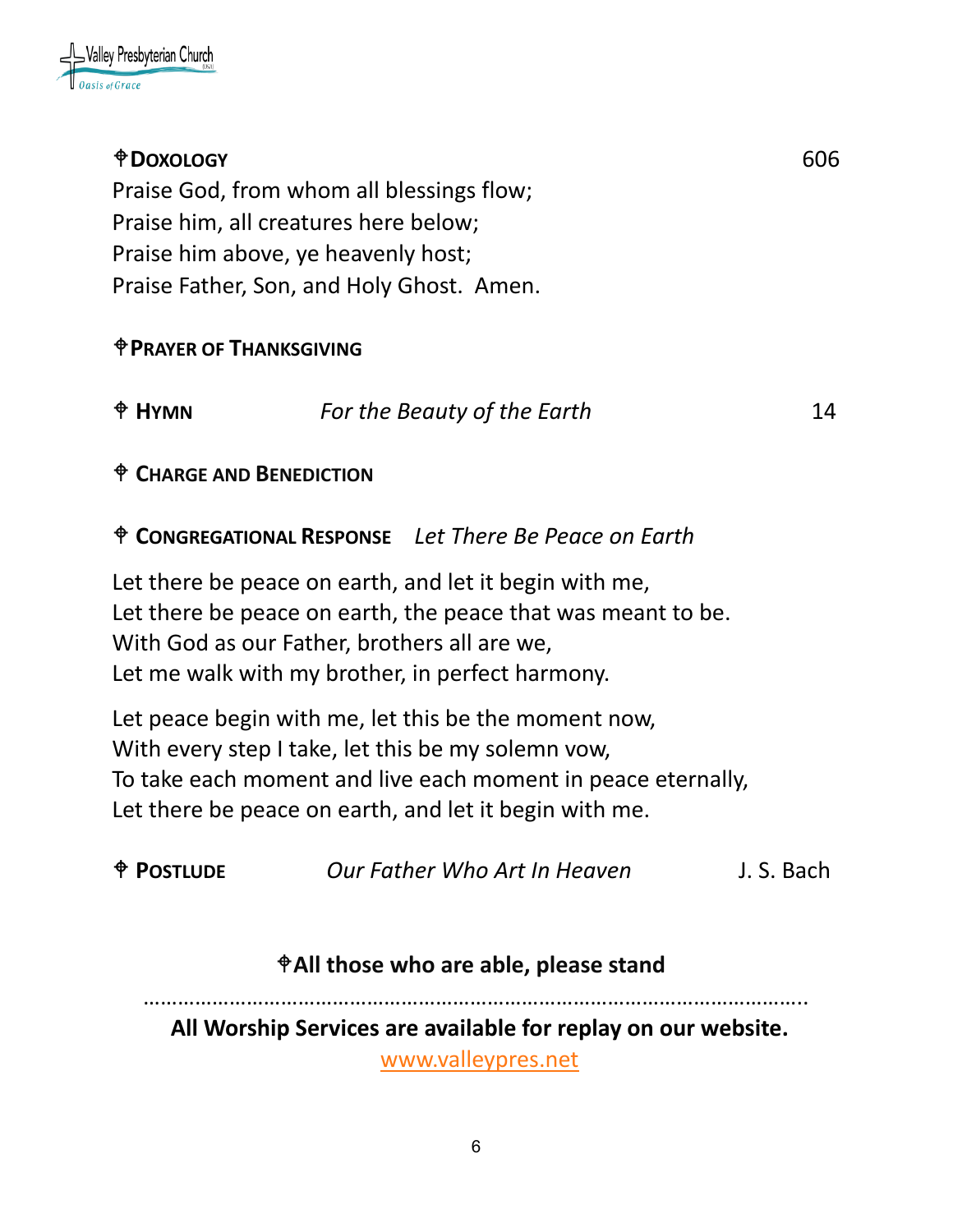**✠ DOXOLOGY** 606

Praise God, from whom all blessings flow;
Praise him, all creatures here below;
Praise him above, ye heavenly host;
Praise Father, Son, and Holy Ghost. Amen.

**✠ PRAYER OF THANKSGIVING**

**✠ HYMN** *For the Beauty of the Earth* 14

**✠ CHARGE AND BENEDICTION**

**✠ CONGREGATIONAL RESPONSE** *Let There Be Peace on Earth*

Let there be peace on earth, and let it begin with me,
Let there be peace on earth, the peace that was meant to be.
With God as our Father, brothers all are we,
Let me walk with my brother, in perfect harmony.

Let peace begin with me, let this be the moment now,
With every step I take, let this be my solemn vow,
To take each moment and live each moment in peace eternally,
Let there be peace on earth, and let it begin with me.

**✠ POSTLUDE** *Our Father Who Art In Heaven* J. S. Bach

**✠ All those who are able, please stand**

……………………………………………………………………………………………………..

**All Worship Services are available for replay on our website.**

www.valleypres.net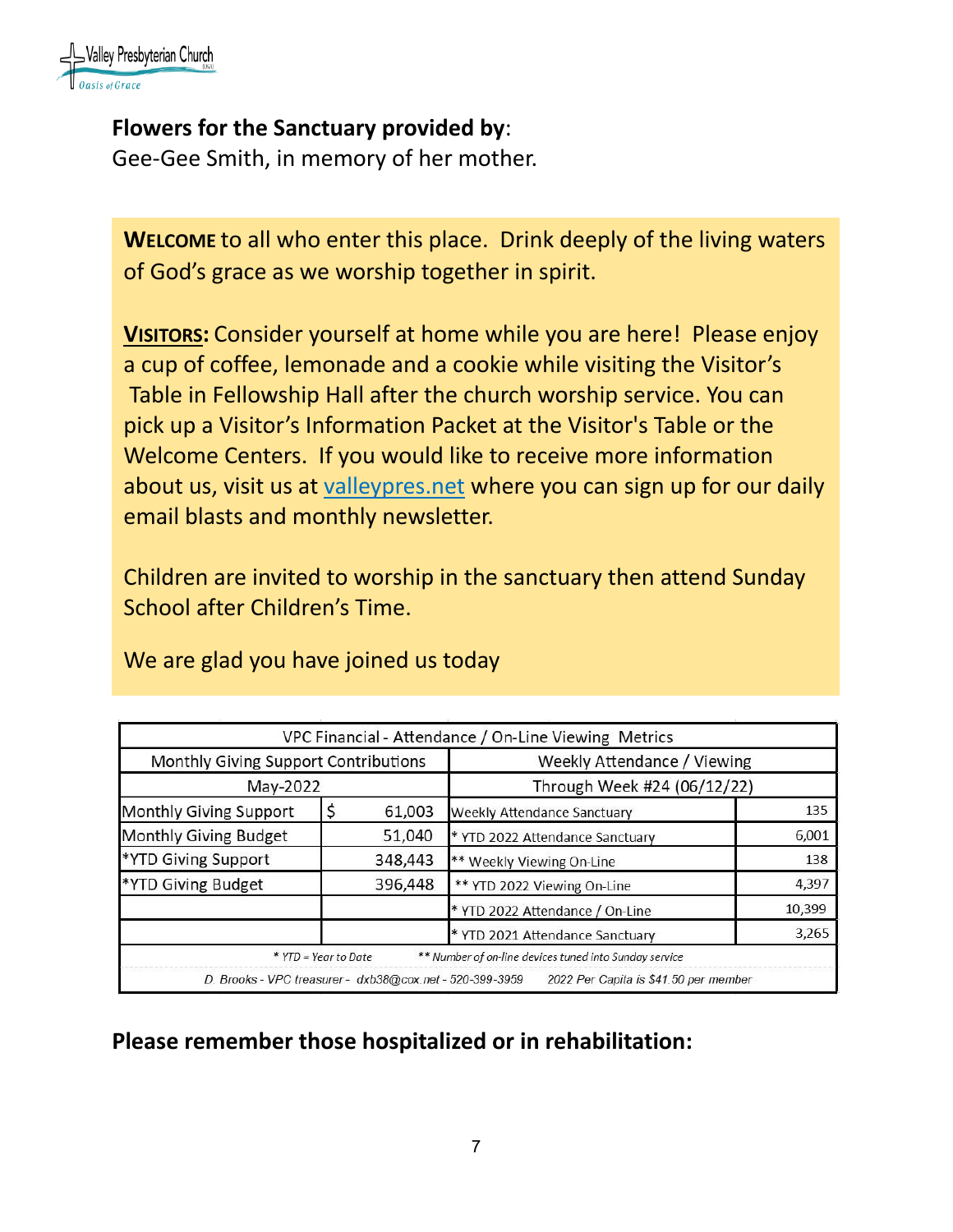**Flowers for the Sanctuary provided by**:
Gee-Gee Smith, in memory of her mother.

**WELCOME** to all who enter this place. Drink deeply of the living waters of God's grace as we worship together in spirit.

**VISITORS:** Consider yourself at home while you are here! Please enjoy a cup of coffee, lemonade and a cookie while visiting the Visitor's Table in Fellowship Hall after the church worship service. You can pick up a Visitor's Information Packet at the Visitor's Table or the Welcome Centers. If you would like to receive more information about us, visit us at [valleypres.net](valleypres.net) where you can sign up for our daily email blasts and monthly newsletter.

Children are invited to worship in the sanctuary then attend Sunday School after Children's Time.

We are glad you have joined us today

| VPC Financial - Attendance / On-Line Viewing Metrics | | | |
|---|---|---|---|
| Monthly Giving Support Contributions | | Weekly Attendance / Viewing | |
| May-2022 | | Through Week #24 (06/12/22) | |
| Monthly Giving Support | $ 61,003 | Weekly Attendance Sanctuary | 135 |
| Monthly Giving Budget | 51,040 | * YTD 2022 Attendance Sanctuary | 6,001 |
| *YTD Giving Support | 348,443 | ** Weekly Viewing On-Line | 138 |
| *YTD Giving Budget | 396,448 | ** YTD 2022 Viewing On-Line | 4,397 |
| | | * YTD 2022 Attendance / On-Line | 10,399 |
| | | * YTD 2021 Attendance Sanctuary | 3,265 |
| * YTD = Year to Date ** Number of on-line devices tuned into Sunday service | | | |
| D. Brooks - VPC treasurer - dxb38@cox.net - 520-399-3959 2022 Per Capita is $41.50 per member | | | |

**Please remember those hospitalized or in rehabilitation:**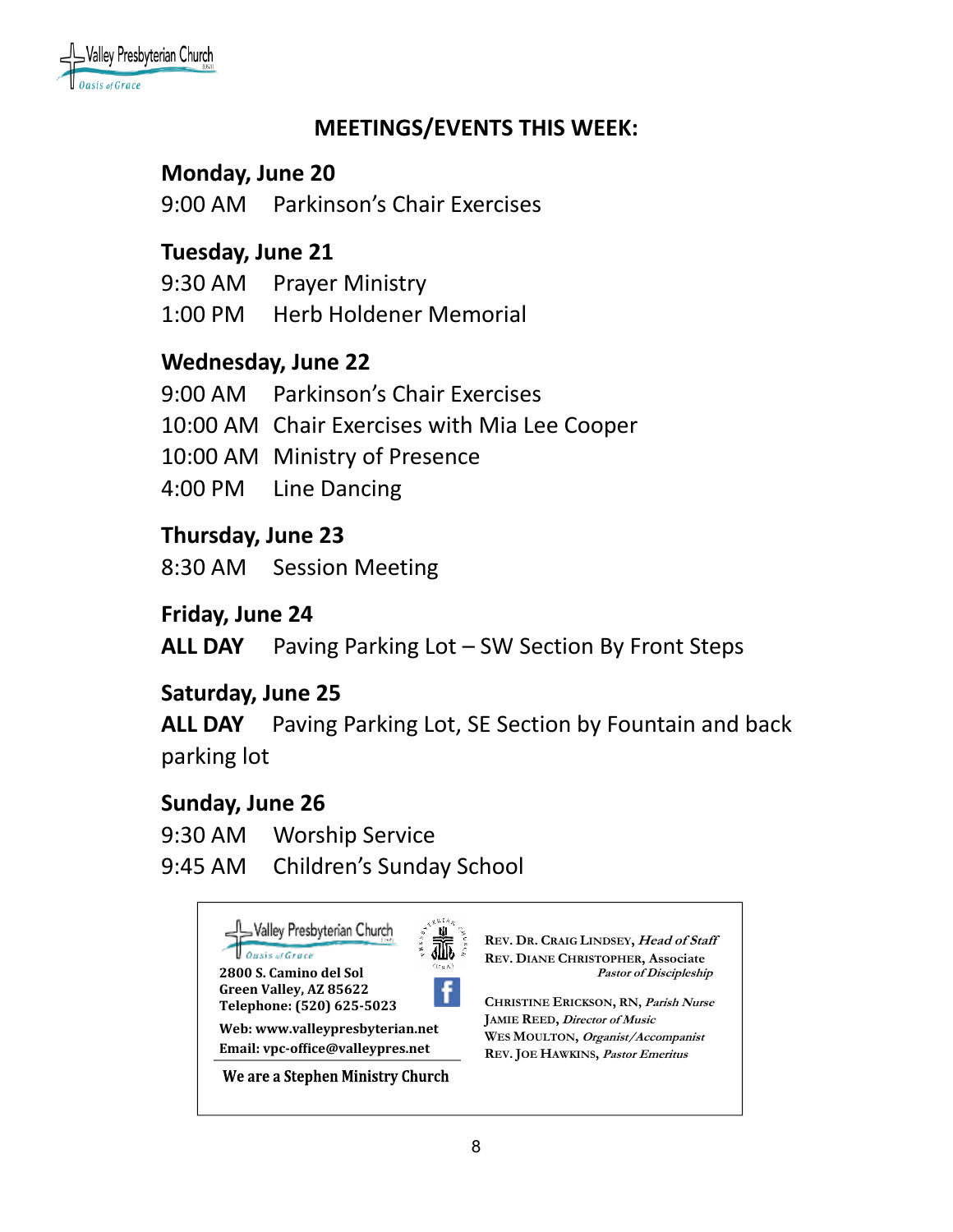## MEETINGS/EVENTS THIS WEEK:

**Monday, June 20**

9:00 AM Parkinson's Chair Exercises

**Tuesday, June 21**

9:30 AM Prayer Ministry
1:00 PM Herb Holdener Memorial

**Wednesday, June 22**

9:00 AM Parkinson's Chair Exercises
10:00 AM Chair Exercises with Mia Lee Cooper
10:00 AM Ministry of Presence
4:00 PM Line Dancing

**Thursday, June 23**

8:30 AM Session Meeting

**Friday, June 24**

**ALL DAY** Paving Parking Lot – SW Section By Front Steps

**Saturday, June 25**

**ALL DAY** Paving Parking Lot, SE Section by Fountain and back parking lot

**Sunday, June 26**

9:30 AM Worship Service
9:45 AM Children's Sunday School

---

Valley Presbyterian Church
*Oasis of Grace*

**2800 S. Camino del Sol**
**Green Valley, AZ 85622**
**Telephone: (520) 625-5023**

**Web: www.valleypresbyterian.net**
**Email: vpc-office@valleypres.net**

**We are a Stephen Ministry Church**

**REV. DR. CRAIG LINDSEY,** ***Head of Staff***
**REV. DIANE CHRISTOPHER, Associate** ***Pastor of Discipleship***

**CHRISTINE ERICKSON, RN,** ***Parish Nurse***
**JAMIE REED,** ***Director of Music***
**WES MOULTON,** ***Organist/Accompanist***
**REV. JOE HAWKINS,** ***Pastor Emeritus***